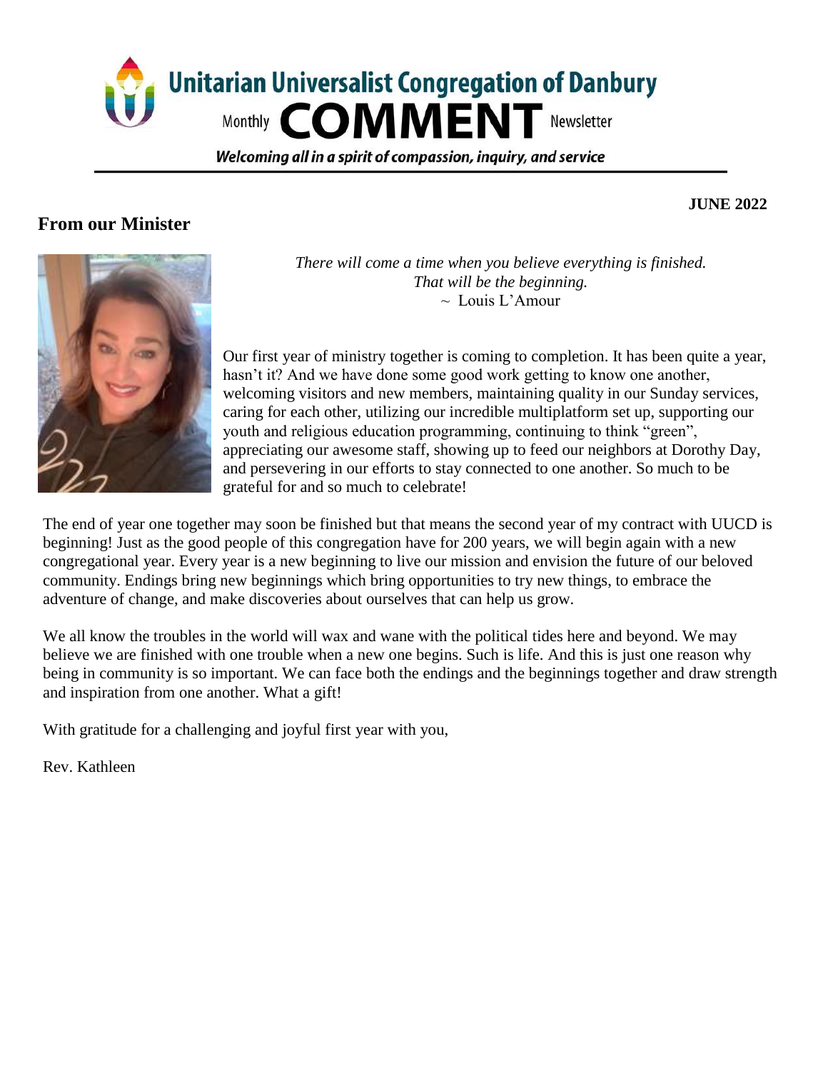# Unitarian Universalist Congregation of Danbury

Monthly **COMMENT** Newsletter

*Welcoming all in a spirit of compassion, inquiry, and service*

**JUNE 2022**

## From our Minister

*There will come a time when you believe everything is finished.*
*That will be the beginning.*
~ Louis L'Amour

Our first year of ministry together is coming to completion. It has been quite a year, hasn't it? And we have done some good work getting to know one another, welcoming visitors and new members, maintaining quality in our Sunday services, caring for each other, utilizing our incredible multiplatform set up, supporting our youth and religious education programming, continuing to think "green", appreciating our awesome staff, showing up to feed our neighbors at Dorothy Day, and persevering in our efforts to stay connected to one another. So much to be grateful for and so much to celebrate!

The end of year one together may soon be finished but that means the second year of my contract with UUCD is beginning! Just as the good people of this congregation have for 200 years, we will begin again with a new congregational year. Every year is a new beginning to live our mission and envision the future of our beloved community. Endings bring new beginnings which bring opportunities to try new things, to embrace the adventure of change, and make discoveries about ourselves that can help us grow.

We all know the troubles in the world will wax and wane with the political tides here and beyond. We may believe we are finished with one trouble when a new one begins. Such is life. And this is just one reason why being in community is so important. We can face both the endings and the beginnings together and draw strength and inspiration from one another. What a gift!

With gratitude for a challenging and joyful first year with you,

Rev. Kathleen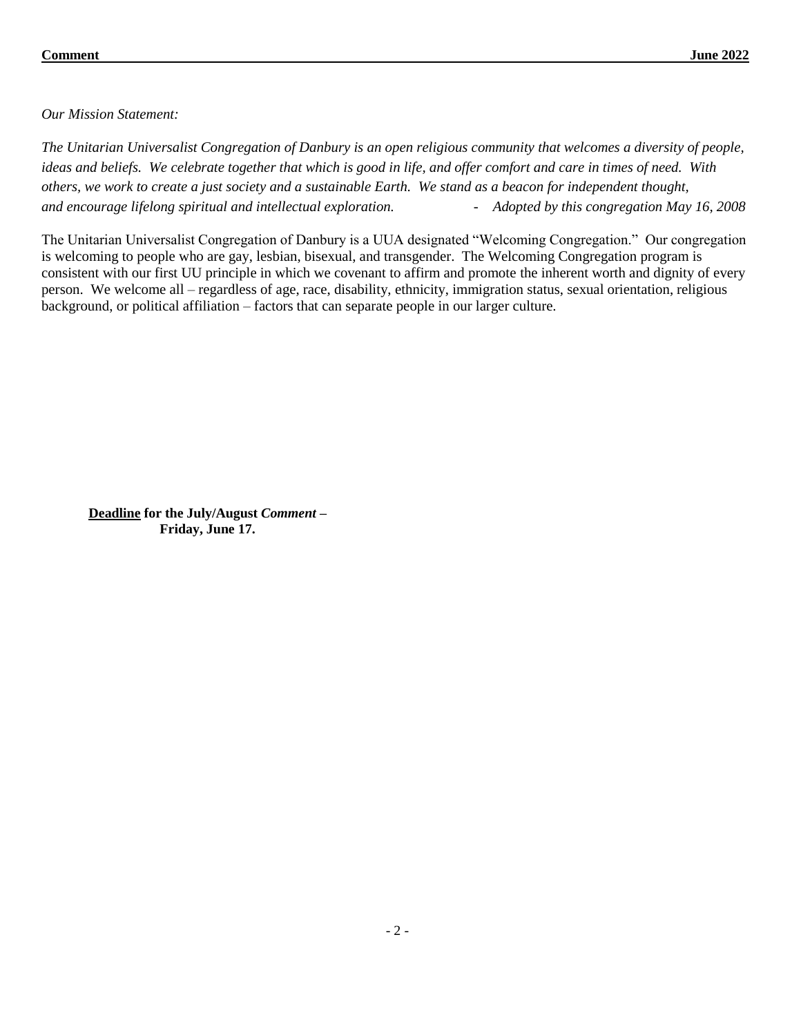*Our Mission Statement:*

*The Unitarian Universalist Congregation of Danbury is an open religious community that welcomes a diversity of people, ideas and beliefs. We celebrate together that which is good in life, and offer comfort and care in times of need. With others, we work to create a just society and a sustainable Earth. We stand as a beacon for independent thought, and encourage lifelong spiritual and intellectual exploration. - Adopted by this congregation May 16, 2008*

The Unitarian Universalist Congregation of Danbury is a UUA designated "Welcoming Congregation." Our congregation is welcoming to people who are gay, lesbian, bisexual, and transgender. The Welcoming Congregation program is consistent with our first UU principle in which we covenant to affirm and promote the inherent worth and dignity of every person. We welcome all – regardless of age, race, disability, ethnicity, immigration status, sexual orientation, religious background, or political affiliation – factors that can separate people in our larger culture.

**<u>Deadline</u> for the July/August *Comment* – Friday, June 17.**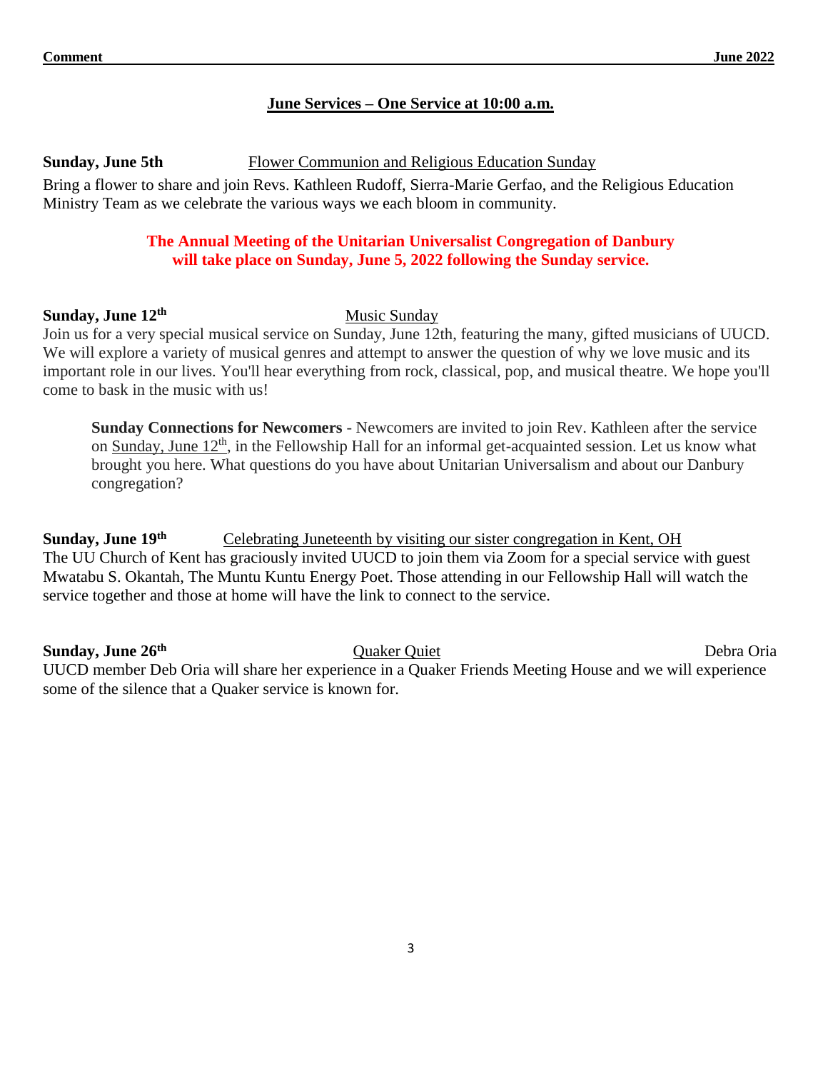## June Services – One Service at 10:00 a.m.

**Sunday, June 5th** Flower Communion and Religious Education Sunday

Bring a flower to share and join Revs. Kathleen Rudoff, Sierra-Marie Gerfao, and the Religious Education Ministry Team as we celebrate the various ways we each bloom in community.

**The Annual Meeting of the Unitarian Universalist Congregation of Danbury will take place on Sunday, June 5, 2022 following the Sunday service.**

**Sunday, June 12th** Music Sunday

Join us for a very special musical service on Sunday, June 12th, featuring the many, gifted musicians of UUCD. We will explore a variety of musical genres and attempt to answer the question of why we love music and its important role in our lives. You'll hear everything from rock, classical, pop, and musical theatre. We hope you'll come to bask in the music with us!

> **Sunday Connections for Newcomers** - Newcomers are invited to join Rev. Kathleen after the service on Sunday, June 12th, in the Fellowship Hall for an informal get-acquainted session. Let us know what brought you here. What questions do you have about Unitarian Universalism and about our Danbury congregation?

**Sunday, June 19th** Celebrating Juneteenth by visiting our sister congregation in Kent, OH

The UU Church of Kent has graciously invited UUCD to join them via Zoom for a special service with guest Mwatabu S. Okantah, The Muntu Kuntu Energy Poet. Those attending in our Fellowship Hall will watch the service together and those at home will have the link to connect to the service.

**Sunday, June 26th** Quaker Quiet Debra Oria

UUCD member Deb Oria will share her experience in a Quaker Friends Meeting House and we will experience some of the silence that a Quaker service is known for.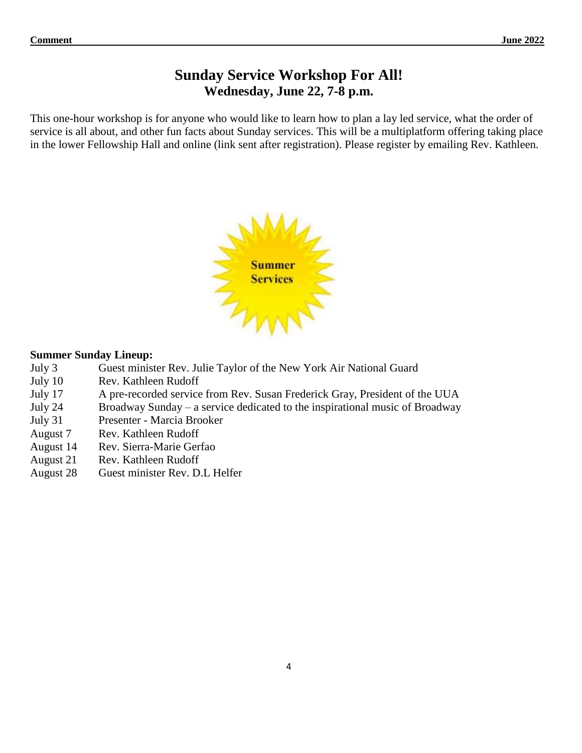# Sunday Service Workshop For All!

## Wednesday, June 22, 7-8 p.m.

This one-hour workshop is for anyone who would like to learn how to plan a lay led service, what the order of service is all about, and other fun facts about Sunday services. This will be a multiplatform offering taking place in the lower Fellowship Hall and online (link sent after registration). Please register by emailing Rev. Kathleen.

Summer Services

**Summer Sunday Lineup:**

| | |
|---|---|
| July 3 | Guest minister Rev. Julie Taylor of the New York Air National Guard |
| July 10 | Rev. Kathleen Rudoff |
| July 17 | A pre-recorded service from Rev. Susan Frederick Gray, President of the UUA |
| July 24 | Broadway Sunday – a service dedicated to the inspirational music of Broadway |
| July 31 | Presenter - Marcia Brooker |
| August 7 | Rev. Kathleen Rudoff |
| August 14 | Rev. Sierra-Marie Gerfao |
| August 21 | Rev. Kathleen Rudoff |
| August 28 | Guest minister Rev. D.L Helfer |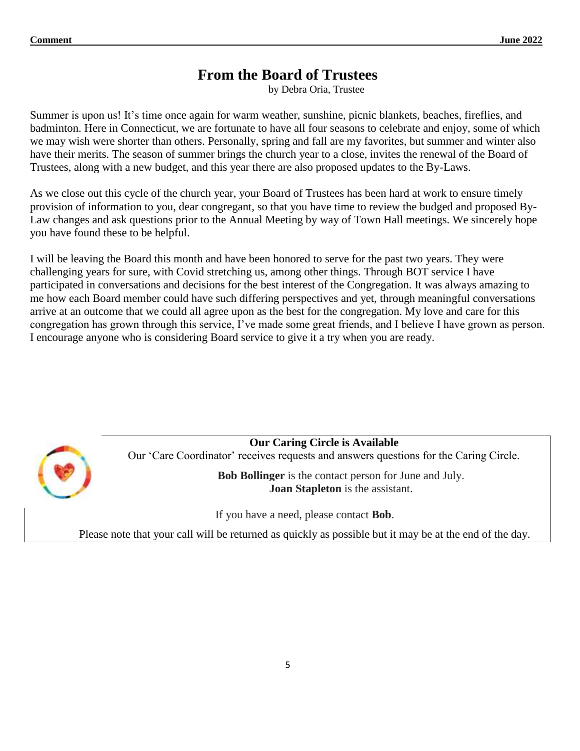## From the Board of Trustees

by Debra Oria, Trustee

Summer is upon us! It's time once again for warm weather, sunshine, picnic blankets, beaches, fireflies, and badminton. Here in Connecticut, we are fortunate to have all four seasons to celebrate and enjoy, some of which we may wish were shorter than others. Personally, spring and fall are my favorites, but summer and winter also have their merits. The season of summer brings the church year to a close, invites the renewal of the Board of Trustees, along with a new budget, and this year there are also proposed updates to the By-Laws.

As we close out this cycle of the church year, your Board of Trustees has been hard at work to ensure timely provision of information to you, dear congregant, so that you have time to review the budged and proposed By-Law changes and ask questions prior to the Annual Meeting by way of Town Hall meetings. We sincerely hope you have found these to be helpful.

I will be leaving the Board this month and have been honored to serve for the past two years. They were challenging years for sure, with Covid stretching us, among other things. Through BOT service I have participated in conversations and decisions for the best interest of the Congregation. It was always amazing to me how each Board member could have such differing perspectives and yet, through meaningful conversations arrive at an outcome that we could all agree upon as the best for the congregation. My love and care for this congregation has grown through this service, I've made some great friends, and I believe I have grown as person. I encourage anyone who is considering Board service to give it a try when you are ready.

**Our Caring Circle is Available**

Our 'Care Coordinator' receives requests and answers questions for the Caring Circle.

**Bob Bollinger** is the contact person for June and July.
**Joan Stapleton** is the assistant.

If you have a need, please contact **Bob**.

Please note that your call will be returned as quickly as possible but it may be at the end of the day.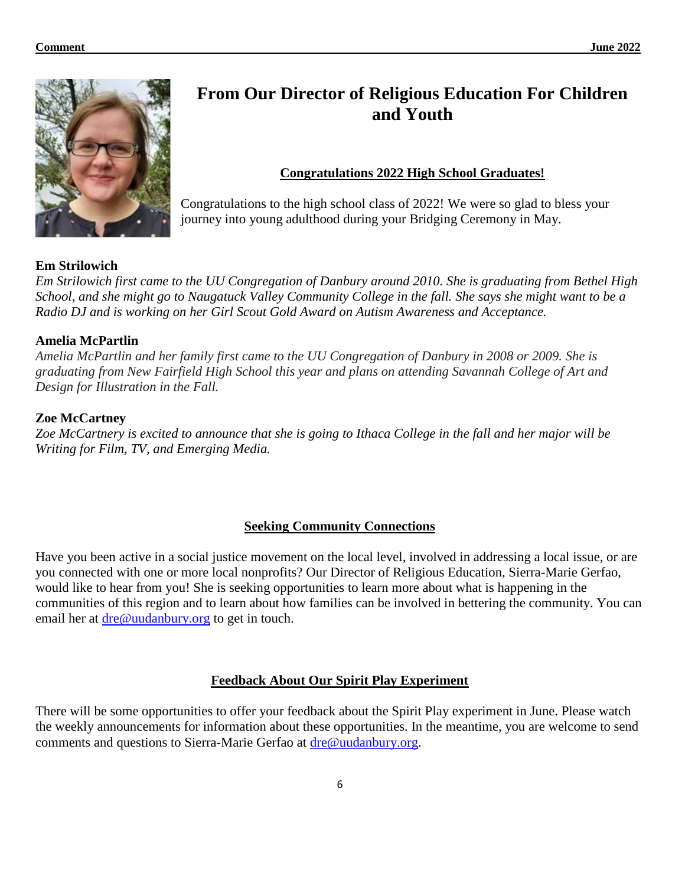# From Our Director of Religious Education For Children and Youth

## Congratulations 2022 High School Graduates!

Congratulations to the high school class of 2022! We were so glad to bless your journey into young adulthood during your Bridging Ceremony in May.

**Em Strilowich**

*Em Strilowich first came to the UU Congregation of Danbury around 2010. She is graduating from Bethel High School, and she might go to Naugatuck Valley Community College in the fall. She says she might want to be a Radio DJ and is working on her Girl Scout Gold Award on Autism Awareness and Acceptance.*

**Amelia McPartlin**

*Amelia McPartlin and her family first came to the UU Congregation of Danbury in 2008 or 2009. She is graduating from New Fairfield High School this year and plans on attending Savannah College of Art and Design for Illustration in the Fall.*

**Zoe McCartney**

*Zoe McCartney is excited to announce that she is going to Ithaca College in the fall and her major will be Writing for Film, TV, and Emerging Media.*

## Seeking Community Connections

Have you been active in a social justice movement on the local level, involved in addressing a local issue, or are you connected with one or more local nonprofits? Our Director of Religious Education, Sierra-Marie Gerfao, would like to hear from you! She is seeking opportunities to learn more about what is happening in the communities of this region and to learn about how families can be involved in bettering the community. You can email her at dre@uudanbury.org to get in touch.

## Feedback About Our Spirit Play Experiment

There will be some opportunities to offer your feedback about the Spirit Play experiment in June. Please watch the weekly announcements for information about these opportunities. In the meantime, you are welcome to send comments and questions to Sierra-Marie Gerfao at dre@uudanbury.org.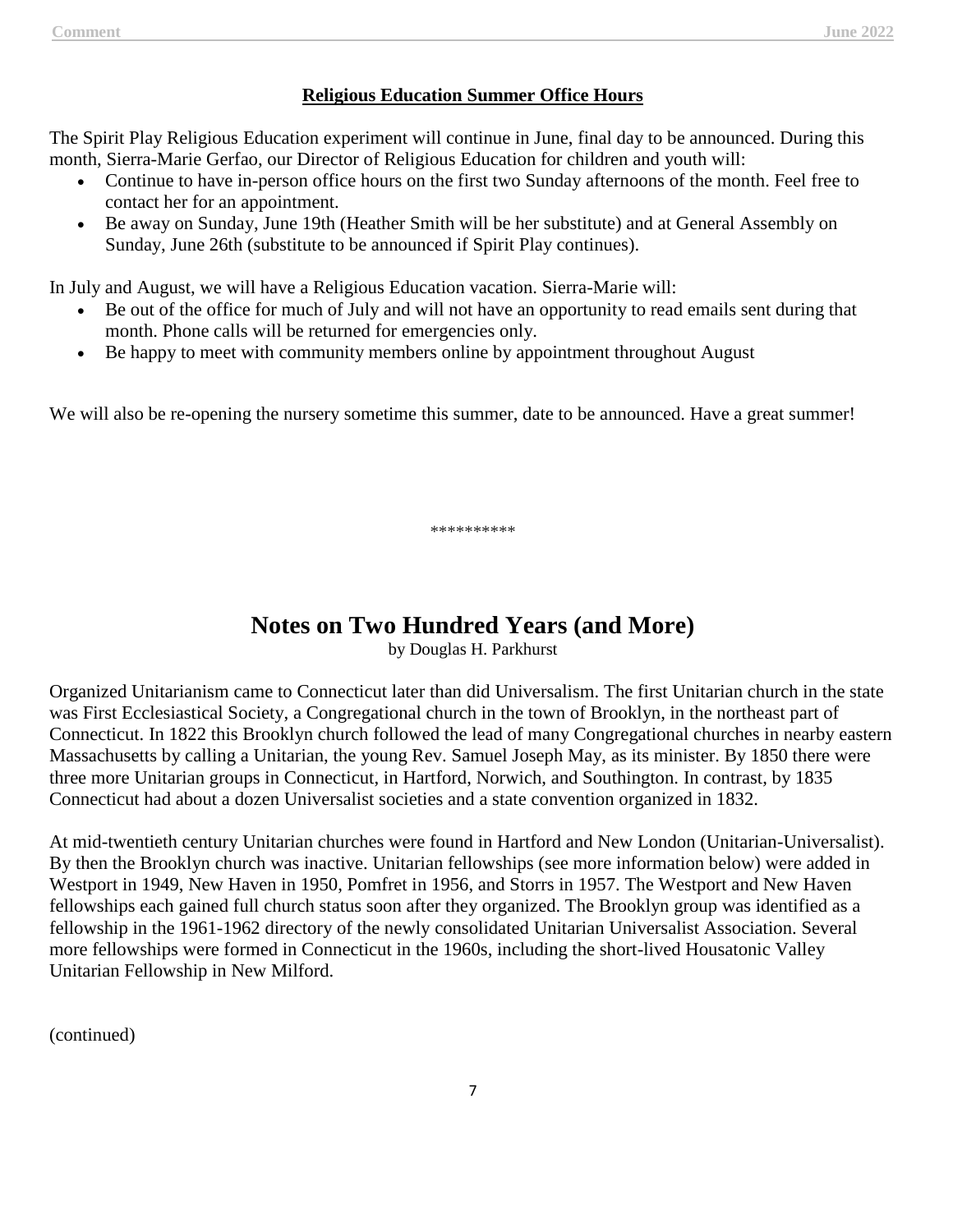**Religious Education Summer Office Hours**

The Spirit Play Religious Education experiment will continue in June, final day to be announced. During this month, Sierra-Marie Gerfao, our Director of Religious Education for children and youth will:

- Continue to have in-person office hours on the first two Sunday afternoons of the month. Feel free to contact her for an appointment.
- Be away on Sunday, June 19th (Heather Smith will be her substitute) and at General Assembly on Sunday, June 26th (substitute to be announced if Spirit Play continues).

In July and August, we will have a Religious Education vacation. Sierra-Marie will:

- Be out of the office for much of July and will not have an opportunity to read emails sent during that month. Phone calls will be returned for emergencies only.
- Be happy to meet with community members online by appointment throughout August

We will also be re-opening the nursery sometime this summer, date to be announced. Have a great summer!

**********

## Notes on Two Hundred Years (and More)

by Douglas H. Parkhurst

Organized Unitarianism came to Connecticut later than did Universalism. The first Unitarian church in the state was First Ecclesiastical Society, a Congregational church in the town of Brooklyn, in the northeast part of Connecticut. In 1822 this Brooklyn church followed the lead of many Congregational churches in nearby eastern Massachusetts by calling a Unitarian, the young Rev. Samuel Joseph May, as its minister. By 1850 there were three more Unitarian groups in Connecticut, in Hartford, Norwich, and Southington. In contrast, by 1835 Connecticut had about a dozen Universalist societies and a state convention organized in 1832.

At mid-twentieth century Unitarian churches were found in Hartford and New London (Unitarian-Universalist). By then the Brooklyn church was inactive. Unitarian fellowships (see more information below) were added in Westport in 1949, New Haven in 1950, Pomfret in 1956, and Storrs in 1957. The Westport and New Haven fellowships each gained full church status soon after they organized. The Brooklyn group was identified as a fellowship in the 1961-1962 directory of the newly consolidated Unitarian Universalist Association. Several more fellowships were formed in Connecticut in the 1960s, including the short-lived Housatonic Valley Unitarian Fellowship in New Milford.

(continued)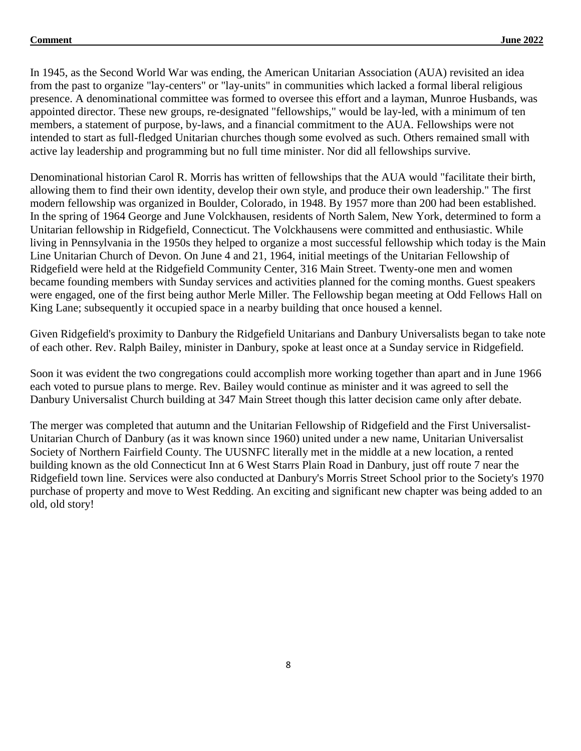In 1945, as the Second World War was ending, the American Unitarian Association (AUA) revisited an idea from the past to organize "lay-centers" or "lay-units" in communities which lacked a formal liberal religious presence. A denominational committee was formed to oversee this effort and a layman, Munroe Husbands, was appointed director. These new groups, re-designated "fellowships," would be lay-led, with a minimum of ten members, a statement of purpose, by-laws, and a financial commitment to the AUA. Fellowships were not intended to start as full-fledged Unitarian churches though some evolved as such. Others remained small with active lay leadership and programming but no full time minister. Nor did all fellowships survive.

Denominational historian Carol R. Morris has written of fellowships that the AUA would "facilitate their birth, allowing them to find their own identity, develop their own style, and produce their own leadership." The first modern fellowship was organized in Boulder, Colorado, in 1948. By 1957 more than 200 had been established. In the spring of 1964 George and June Volckhausen, residents of North Salem, New York, determined to form a Unitarian fellowship in Ridgefield, Connecticut. The Volckhausens were committed and enthusiastic. While living in Pennsylvania in the 1950s they helped to organize a most successful fellowship which today is the Main Line Unitarian Church of Devon. On June 4 and 21, 1964, initial meetings of the Unitarian Fellowship of Ridgefield were held at the Ridgefield Community Center, 316 Main Street. Twenty-one men and women became founding members with Sunday services and activities planned for the coming months. Guest speakers were engaged, one of the first being author Merle Miller. The Fellowship began meeting at Odd Fellows Hall on King Lane; subsequently it occupied space in a nearby building that once housed a kennel.

Given Ridgefield's proximity to Danbury the Ridgefield Unitarians and Danbury Universalists began to take note of each other. Rev. Ralph Bailey, minister in Danbury, spoke at least once at a Sunday service in Ridgefield.

Soon it was evident the two congregations could accomplish more working together than apart and in June 1966 each voted to pursue plans to merge. Rev. Bailey would continue as minister and it was agreed to sell the Danbury Universalist Church building at 347 Main Street though this latter decision came only after debate.

The merger was completed that autumn and the Unitarian Fellowship of Ridgefield and the First Universalist-Unitarian Church of Danbury (as it was known since 1960) united under a new name, Unitarian Universalist Society of Northern Fairfield County. The UUSNFC literally met in the middle at a new location, a rented building known as the old Connecticut Inn at 6 West Starrs Plain Road in Danbury, just off route 7 near the Ridgefield town line. Services were also conducted at Danbury's Morris Street School prior to the Society's 1970 purchase of property and move to West Redding. An exciting and significant new chapter was being added to an old, old story!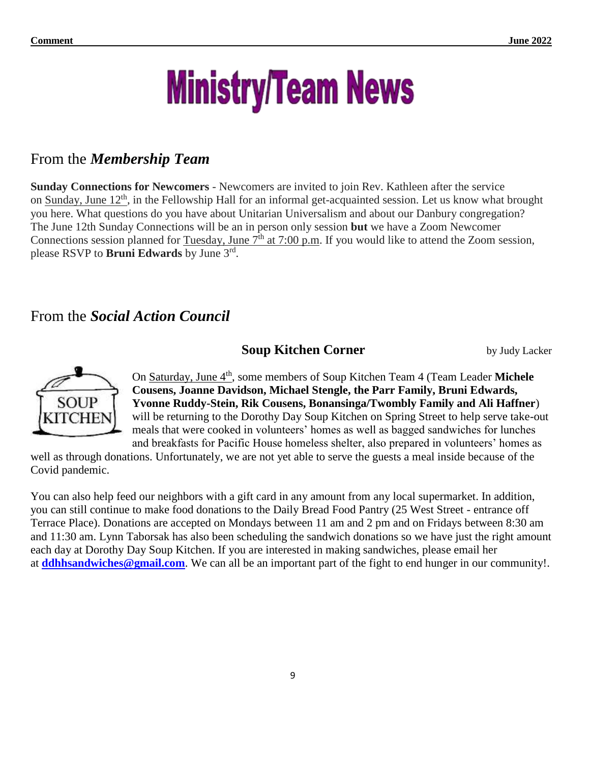// Ministry/Team News

## From the *Membership Team*

**Sunday Connections for Newcomers** - Newcomers are invited to join Rev. Kathleen after the service on Sunday, June 12th, in the Fellowship Hall for an informal get-acquainted session. Let us know what brought you here. What questions do you have about Unitarian Universalism and about our Danbury congregation? The June 12th Sunday Connections will be an in person only session **but** we have a Zoom Newcomer Connections session planned for Tuesday, June 7th at 7:00 p.m. If you would like to attend the Zoom session, please RSVP to **Bruni Edwards** by June 3rd.

## From the *Social Action Council*

### Soup Kitchen Corner

by Judy Lacker

On Saturday, June 4th, some members of Soup Kitchen Team 4 (Team Leader **Michele Cousens, Joanne Davidson, Michael Stengle, the Parr Family, Bruni Edwards, Yvonne Ruddy-Stein, Rik Cousens, Bonansinga/Twombly Family and Ali Haffner**) will be returning to the Dorothy Day Soup Kitchen on Spring Street to help serve take-out meals that were cooked in volunteers' homes as well as bagged sandwiches for lunches and breakfasts for Pacific House homeless shelter, also prepared in volunteers' homes as well as through donations. Unfortunately, we are not yet able to serve the guests a meal inside because of the Covid pandemic.

You can also help feed our neighbors with a gift card in any amount from any local supermarket. In addition, you can still continue to make food donations to the Daily Bread Food Pantry (25 West Street - entrance off Terrace Place). Donations are accepted on Mondays between 11 am and 2 pm and on Fridays between 8:30 am and 11:30 am. Lynn Taborsak has also been scheduling the sandwich donations so we have just the right amount each day at Dorothy Day Soup Kitchen. If you are interested in making sandwiches, please email her at **ddhhsandwiches@gmail.com**. We can all be an important part of the fight to end hunger in our community!.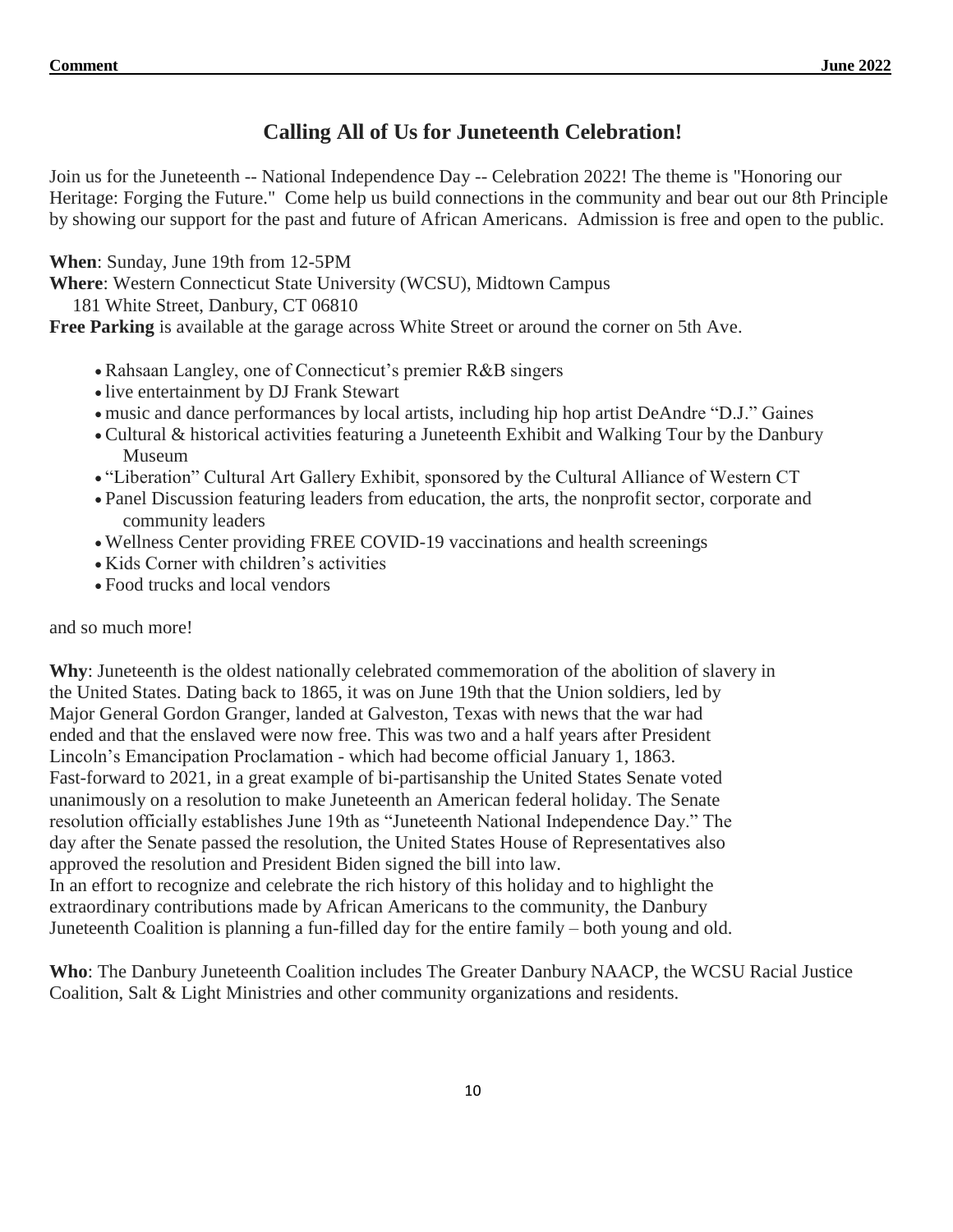## Calling All of Us for Juneteenth Celebration!

Join us for the Juneteenth -- National Independence Day -- Celebration 2022! The theme is "Honoring our Heritage: Forging the Future." Come help us build connections in the community and bear out our 8th Principle by showing our support for the past and future of African Americans. Admission is free and open to the public.

**When**: Sunday, June 19th from 12-5PM
**Where**: Western Connecticut State University (WCSU), Midtown Campus
181 White Street, Danbury, CT 06810
**Free Parking** is available at the garage across White Street or around the corner on 5th Ave.

- Rahsaan Langley, one of Connecticut's premier R&B singers
- live entertainment by DJ Frank Stewart
- music and dance performances by local artists, including hip hop artist DeAndre "D.J." Gaines
- Cultural & historical activities featuring a Juneteenth Exhibit and Walking Tour by the Danbury Museum
- "Liberation" Cultural Art Gallery Exhibit, sponsored by the Cultural Alliance of Western CT
- Panel Discussion featuring leaders from education, the arts, the nonprofit sector, corporate and community leaders
- Wellness Center providing FREE COVID-19 vaccinations and health screenings
- Kids Corner with children's activities
- Food trucks and local vendors

and so much more!

**Why**: Juneteenth is the oldest nationally celebrated commemoration of the abolition of slavery in the United States. Dating back to 1865, it was on June 19th that the Union soldiers, led by Major General Gordon Granger, landed at Galveston, Texas with news that the war had ended and that the enslaved were now free. This was two and a half years after President Lincoln's Emancipation Proclamation - which had become official January 1, 1863.
Fast-forward to 2021, in a great example of bi-partisanship the United States Senate voted unanimously on a resolution to make Juneteenth an American federal holiday. The Senate resolution officially establishes June 19th as "Juneteenth National Independence Day." The day after the Senate passed the resolution, the United States House of Representatives also approved the resolution and President Biden signed the bill into law.
In an effort to recognize and celebrate the rich history of this holiday and to highlight the extraordinary contributions made by African Americans to the community, the Danbury Juneteenth Coalition is planning a fun-filled day for the entire family – both young and old.

**Who**: The Danbury Juneteenth Coalition includes The Greater Danbury NAACP, the WCSU Racial Justice Coalition, Salt & Light Ministries and other community organizations and residents.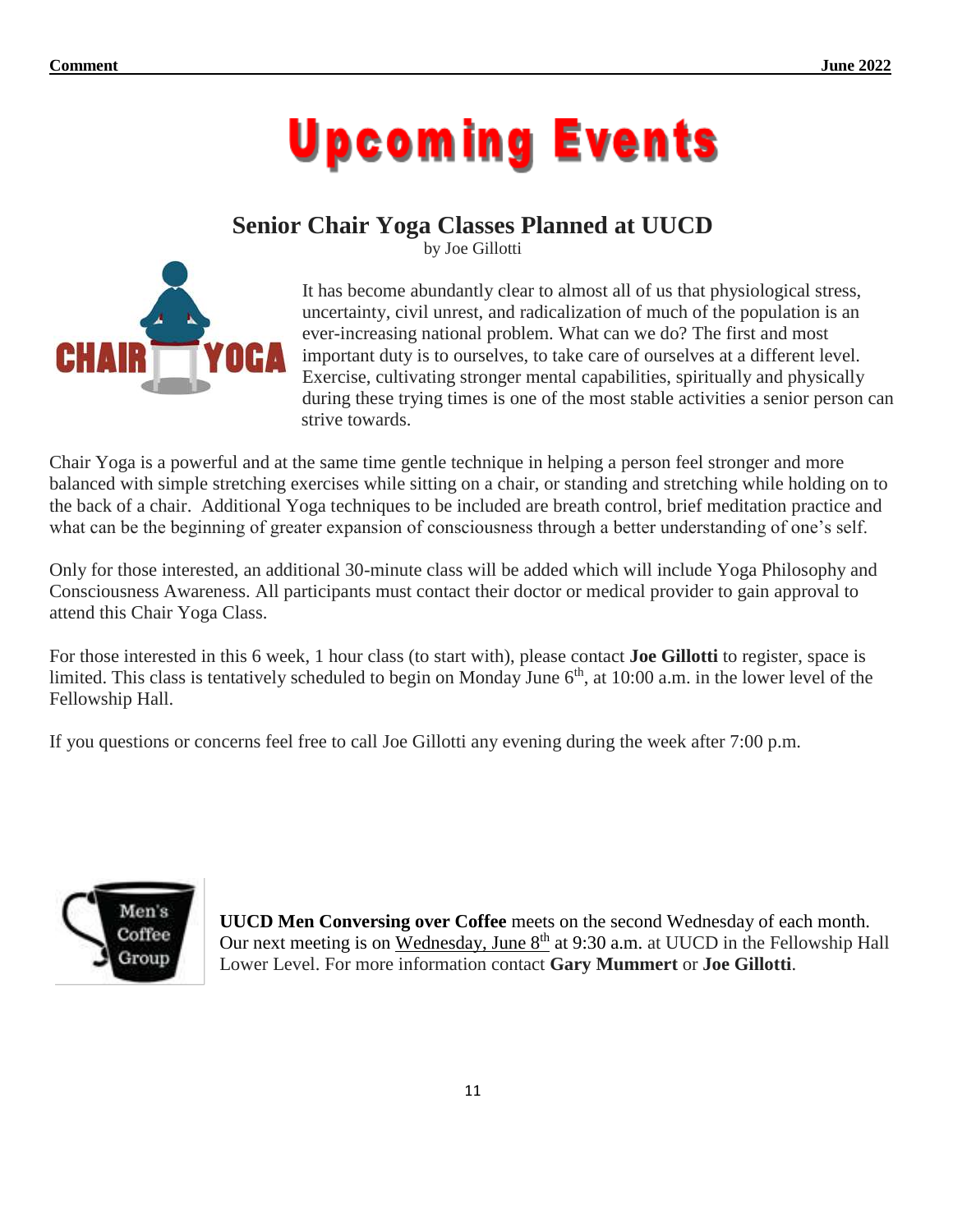# Upcoming Events

## Senior Chair Yoga Classes Planned at UUCD

by Joe Gillotti

It has become abundantly clear to almost all of us that physiological stress, uncertainty, civil unrest, and radicalization of much of the population is an ever-increasing national problem. What can we do? The first and most important duty is to ourselves, to take care of ourselves at a different level. Exercise, cultivating stronger mental capabilities, spiritually and physically during these trying times is one of the most stable activities a senior person can strive towards.

Chair Yoga is a powerful and at the same time gentle technique in helping a person feel stronger and more balanced with simple stretching exercises while sitting on a chair, or standing and stretching while holding on to the back of a chair. Additional Yoga techniques to be included are breath control, brief meditation practice and what can be the beginning of greater expansion of consciousness through a better understanding of one's self.

Only for those interested, an additional 30-minute class will be added which will include Yoga Philosophy and Consciousness Awareness. All participants must contact their doctor or medical provider to gain approval to attend this Chair Yoga Class.

For those interested in this 6 week, 1 hour class (to start with), please contact **Joe Gillotti** to register, space is limited. This class is tentatively scheduled to begin on Monday June 6th, at 10:00 a.m. in the lower level of the Fellowship Hall.

If you questions or concerns feel free to call Joe Gillotti any evening during the week after 7:00 p.m.

**UUCD Men Conversing over Coffee** meets on the second Wednesday of each month. Our next meeting is on Wednesday, June 8th at 9:30 a.m. at UUCD in the Fellowship Hall Lower Level. For more information contact **Gary Mummert** or **Joe Gillotti**.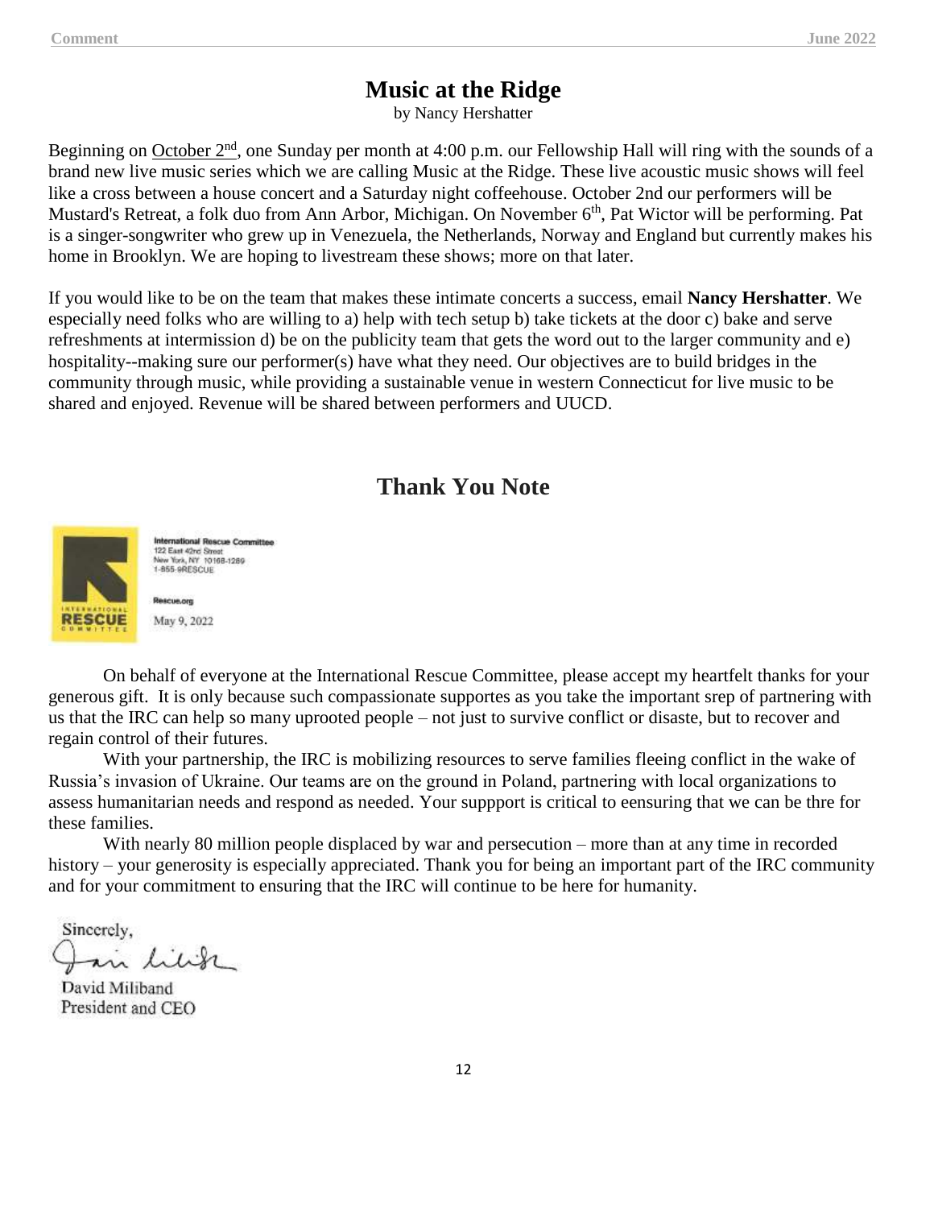# Music at the Ridge

by Nancy Hershatter

Beginning on October 2nd, one Sunday per month at 4:00 p.m. our Fellowship Hall will ring with the sounds of a brand new live music series which we are calling Music at the Ridge. These live acoustic music shows will feel like a cross between a house concert and a Saturday night coffeehouse. October 2nd our performers will be Mustard's Retreat, a folk duo from Ann Arbor, Michigan. On November 6th, Pat Wictor will be performing. Pat is a singer-songwriter who grew up in Venezuela, the Netherlands, Norway and England but currently makes his home in Brooklyn. We are hoping to livestream these shows; more on that later.

If you would like to be on the team that makes these intimate concerts a success, email **Nancy Hershatter**. We especially need folks who are willing to a) help with tech setup b) take tickets at the door c) bake and serve refreshments at intermission d) be on the publicity team that gets the word out to the larger community and e) hospitality--making sure our performer(s) have what they need. Our objectives are to build bridges in the community through music, while providing a sustainable venue in western Connecticut for live music to be shared and enjoyed. Revenue will be shared between performers and UUCD.

# Thank You Note

INTERNATIONAL RESCUE COMMITTEE

International Rescue Committee
122 East 42nd Street
New York, NY 10168-1289
1-855-9RESCUE

Rescue.org

May 9, 2022

On behalf of everyone at the International Rescue Committee, please accept my heartfelt thanks for your generous gift. It is only because such compassionate supportes as you take the important srep of partnering with us that the IRC can help so many uprooted people – not just to survive conflict or disaste, but to recover and regain control of their futures.

With your partnership, the IRC is mobilizing resources to serve families fleeing conflict in the wake of Russia's invasion of Ukraine. Our teams are on the ground in Poland, partnering with local organizations to assess humanitarian needs and respond as needed. Your suppport is critical to eensuring that we can be thre for these families.

With nearly 80 million people displaced by war and persecution – more than at any time in recorded history – your generosity is especially appreciated. Thank you for being an important part of the IRC community and for your commitment to ensuring that the IRC will continue to be here for humanity.

Sincerely,

David Miliband
President and CEO